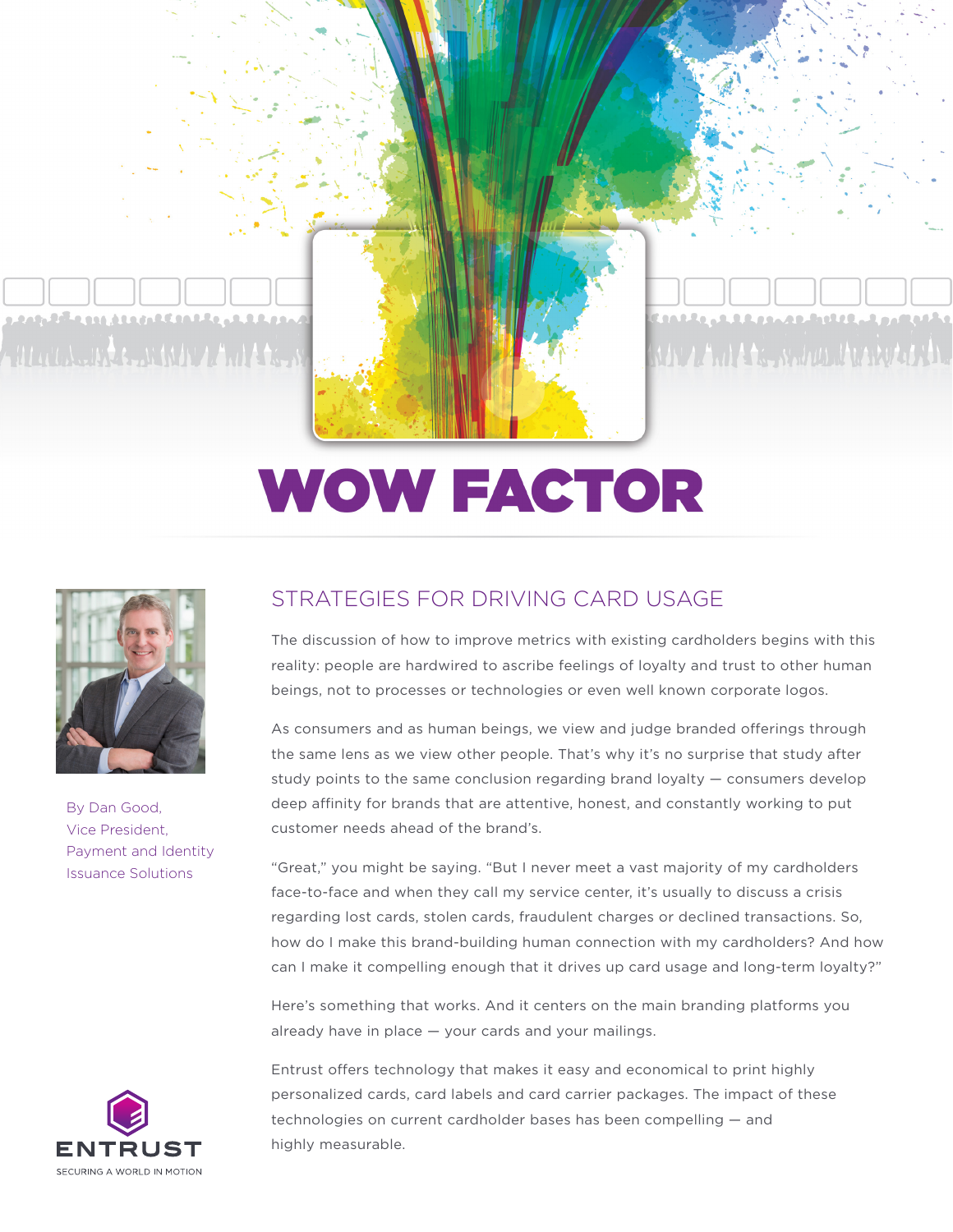# WOW FACTOR

By Dan Good,
Vice President,
Payment and Identity
Issuance Solutions

## STRATEGIES FOR DRIVING CARD USAGE

The discussion of how to improve metrics with existing cardholders begins with this reality: people are hardwired to ascribe feelings of loyalty and trust to other human beings, not to processes or technologies or even well known corporate logos.

As consumers and as human beings, we view and judge branded offerings through the same lens as we view other people. That's why it's no surprise that study after study points to the same conclusion regarding brand loyalty — consumers develop deep affinity for brands that are attentive, honest, and constantly working to put customer needs ahead of the brand's.

"Great," you might be saying. "But I never meet a vast majority of my cardholders face-to-face and when they call my service center, it's usually to discuss a crisis regarding lost cards, stolen cards, fraudulent charges or declined transactions. So, how do I make this brand-building human connection with my cardholders? And how can I make it compelling enough that it drives up card usage and long-term loyalty?"

Here's something that works. And it centers on the main branding platforms you already have in place — your cards and your mailings.

Entrust offers technology that makes it easy and economical to print highly personalized cards, card labels and card carrier packages. The impact of these technologies on current cardholder bases has been compelling — and highly measurable.

ENTRUST
SECURING A WORLD IN MOTION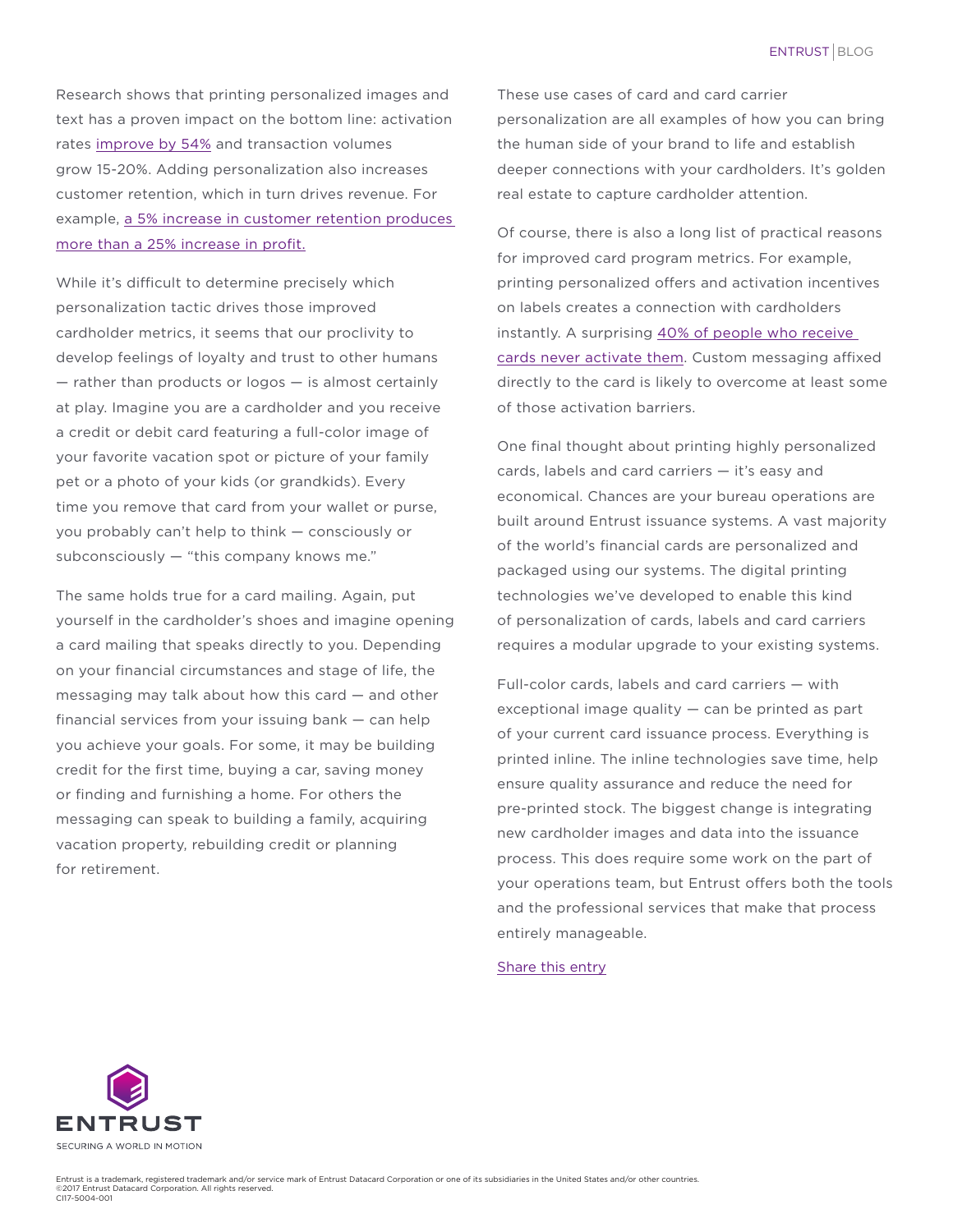Research shows that printing personalized images and text has a proven impact on the bottom line: activation rates improve by 54% and transaction volumes grow 15-20%. Adding personalization also increases customer retention, which in turn drives revenue. For example, a 5% increase in customer retention produces more than a 25% increase in profit.

While it's difficult to determine precisely which personalization tactic drives those improved cardholder metrics, it seems that our proclivity to develop feelings of loyalty and trust to other humans — rather than products or logos — is almost certainly at play. Imagine you are a cardholder and you receive a credit or debit card featuring a full-color image of your favorite vacation spot or picture of your family pet or a photo of your kids (or grandkids). Every time you remove that card from your wallet or purse, you probably can't help to think — consciously or subconsciously — "this company knows me."

The same holds true for a card mailing. Again, put yourself in the cardholder's shoes and imagine opening a card mailing that speaks directly to you. Depending on your financial circumstances and stage of life, the messaging may talk about how this card — and other financial services from your issuing bank — can help you achieve your goals. For some, it may be building credit for the first time, buying a car, saving money or finding and furnishing a home. For others the messaging can speak to building a family, acquiring vacation property, rebuilding credit or planning for retirement.

These use cases of card and card carrier personalization are all examples of how you can bring the human side of your brand to life and establish deeper connections with your cardholders. It's golden real estate to capture cardholder attention.

Of course, there is also a long list of practical reasons for improved card program metrics. For example, printing personalized offers and activation incentives on labels creates a connection with cardholders instantly. A surprising 40% of people who receive cards never activate them. Custom messaging affixed directly to the card is likely to overcome at least some of those activation barriers.

One final thought about printing highly personalized cards, labels and card carriers — it's easy and economical. Chances are your bureau operations are built around Entrust issuance systems. A vast majority of the world's financial cards are personalized and packaged using our systems. The digital printing technologies we've developed to enable this kind of personalization of cards, labels and card carriers requires a modular upgrade to your existing systems.

Full-color cards, labels and card carriers — with exceptional image quality — can be printed as part of your current card issuance process. Everything is printed inline. The inline technologies save time, help ensure quality assurance and reduce the need for pre-printed stock. The biggest change is integrating new cardholder images and data into the issuance process. This does require some work on the part of your operations team, but Entrust offers both the tools and the professional services that make that process entirely manageable.

Share this entry

ENTRUST

SECURING A WORLD IN MOTION

Entrust is a trademark, registered trademark and/or service mark of Entrust Datacard Corporation or one of its subsidiaries in the United States and/or other countries.
©2017 Entrust Datacard Corporation. All rights reserved.
CI17-5004-001